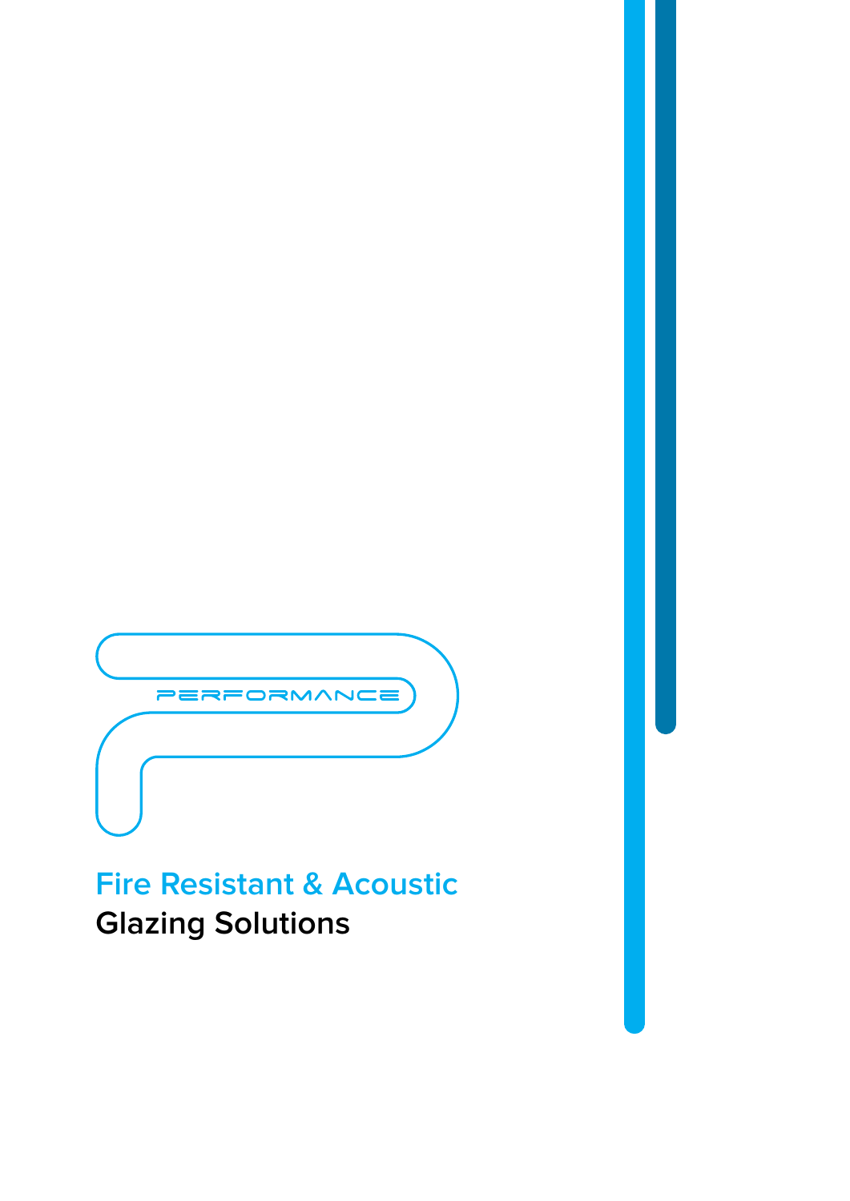PERFORMANCE

# Fire Resistant & Acoustic Glazing Solutions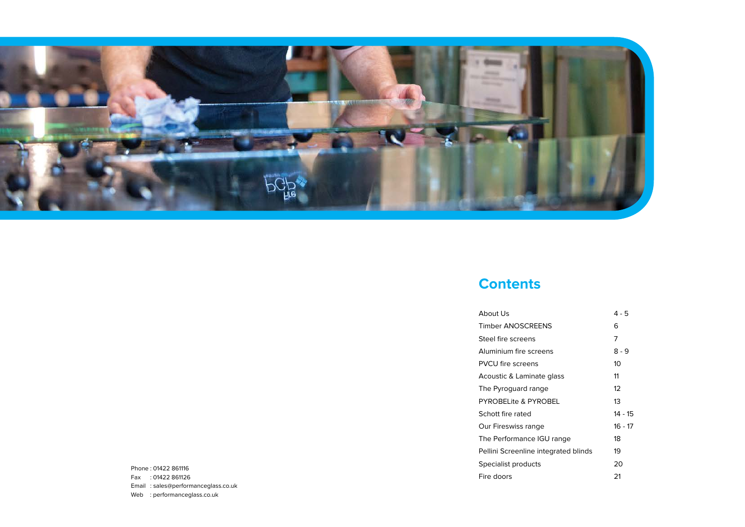## Contents

| | |
|---|---|
| About Us | 4 - 5 |
| Timber ANOSCREENS | 6 |
| Steel fire screens | 7 |
| Aluminium fire screens | 8 - 9 |
| PVCU fire screens | 10 |
| Acoustic & Laminate glass | 11 |
| The Pyroguard range | 12 |
| PYROBELite & PYROBEL | 13 |
| Schott fire rated | 14 - 15 |
| Our Fireswiss range | 16 - 17 |
| The Performance IGU range | 18 |
| Pellini Screenline integrated blinds | 19 |
| Specialist products | 20 |
| Fire doors | 21 |

Phone : 01422 861116
Fax : 01422 861126
Email : sales@performanceglass.co.uk
Web : performanceglass.co.uk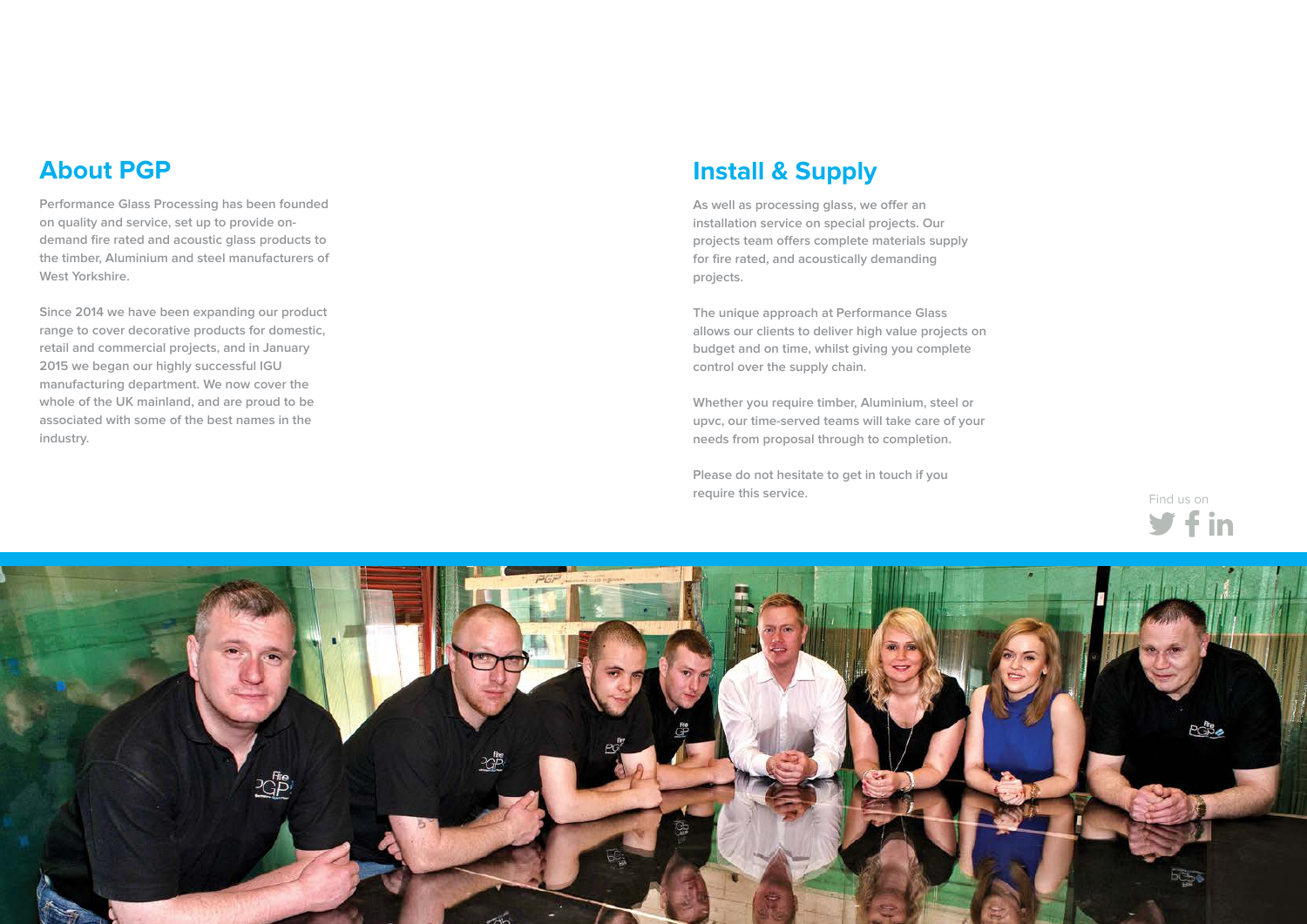## About PGP

Performance Glass Processing has been founded on quality and service, set up to provide on-demand fire rated and acoustic glass products to the timber, Aluminium and steel manufacturers of West Yorkshire.

Since 2014 we have been expanding our product range to cover decorative products for domestic, retail and commercial projects, and in January 2015 we began our highly successful IGU manufacturing department. We now cover the whole of the UK mainland, and are proud to be associated with some of the best names in the industry.

## Install & Supply

As well as processing glass, we offer an installation service on special projects. Our projects team offers complete materials supply for fire rated, and acoustically demanding projects.

The unique approach at Performance Glass allows our clients to deliver high value projects on budget and on time, whilst giving you complete control over the supply chain.

Whether you require timber, Aluminium, steel or upvc, our time-served teams will take care of your needs from proposal through to completion.

Please do not hesitate to get in touch if you require this service.

Find us on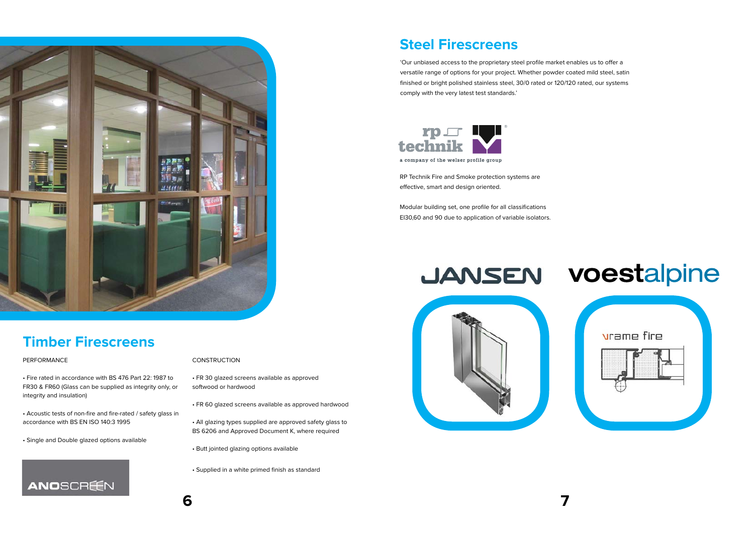## Timber Firescreens

PERFORMANCE

- Fire rated in accordance with BS 476 Part 22: 1987 to FR30 & FR60 (Glass can be supplied as integrity only, or integrity and insulation)
- Acoustic tests of non-fire and fire-rated / safety glass in accordance with BS EN ISO 140:3 1995
- Single and Double glazed options available

CONSTRUCTION

- FR 30 glazed screens available as approved softwood or hardwood
- FR 60 glazed screens available as approved hardwood
- All glazing types supplied are approved safety glass to BS 6206 and Approved Document K, where required
- Butt jointed glazing options available
- Supplied in a white primed finish as standard

ANOSCREEN

## Steel Firescreens

'Our unbiased access to the proprietary steel profile market enables us to offer a versatile range of options for your project. Whether powder coated mild steel, satin finished or bright polished stainless steel, 30/0 rated or 120/120 rated, our systems comply with the very latest test standards.'

rp technik

a company of the welser profile group

RP Technik Fire and Smoke protection systems are effective, smart and design oriented.

Modular building set, one profile for all classifications EI30,60 and 90 due to application of variable isolators.

JANSEN

voestalpine

vrame fire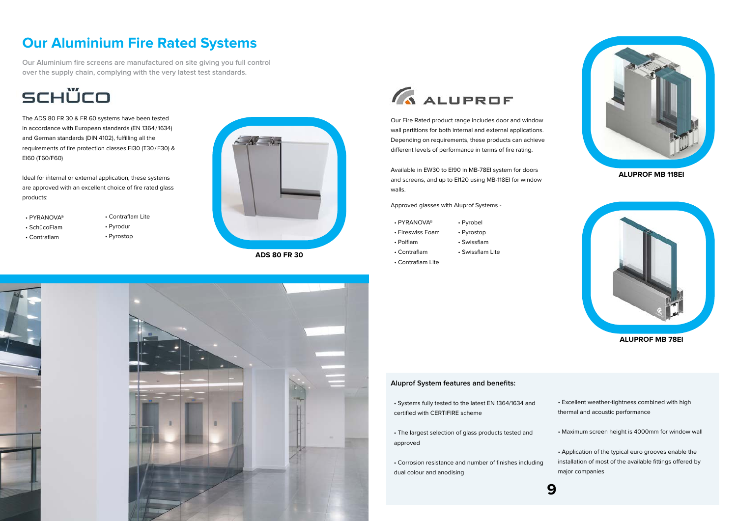# Our Aluminium Fire Rated Systems

Our Aluminium fire screens are manufactured on site giving you full control over the supply chain, complying with the very latest test standards.

## SCHÜCO

The ADS 80 FR 30 & FR 60 systems have been tested in accordance with European standards (EN 1364 / 1634) and German standards (DIN 4102), fulfilling all the requirements of fire protection classes EI30 (T30 / F30) & EI60 (T60/F60)

Ideal for internal or external application, these systems are approved with an excellent choice of fire rated glass products:

- PYRANOVA®
- SchücoFlam
- Contraflam
- Contraflam Lite
- Pyrodur
- Pyrostop

**ADS 80 FR 30**

## ALUPROF

Our Fire Rated product range includes door and window wall partitions for both internal and external applications. Depending on requirements, these products can achieve different levels of performance in terms of fire rating.

Available in EW30 to EI90 in MB-78EI system for doors and screens, and up to EI120 using MB-118EI for window walls.

Approved glasses with Aluprof Systems -

- PYRANOVA®
- Fireswiss Foam
- Polflam
- Contraflam
- Contraflam Lite
- Pyrobel
- Pyrostop
- Swissflam
- Swissflam Lite

**ALUPROF MB 118EI**

**ALUPROF MB 78EI**

### Aluprof System features and benefits:

- Systems fully tested to the latest EN 1364/1634 and certified with CERTIFIRE scheme
- The largest selection of glass products tested and approved
- Corrosion resistance and number of finishes including dual colour and anodising
- Excellent weather-tightness combined with high thermal and acoustic performance
- Maximum screen height is 4000mm for window wall
- Application of the typical euro grooves enable the installation of most of the available fittings offered by major companies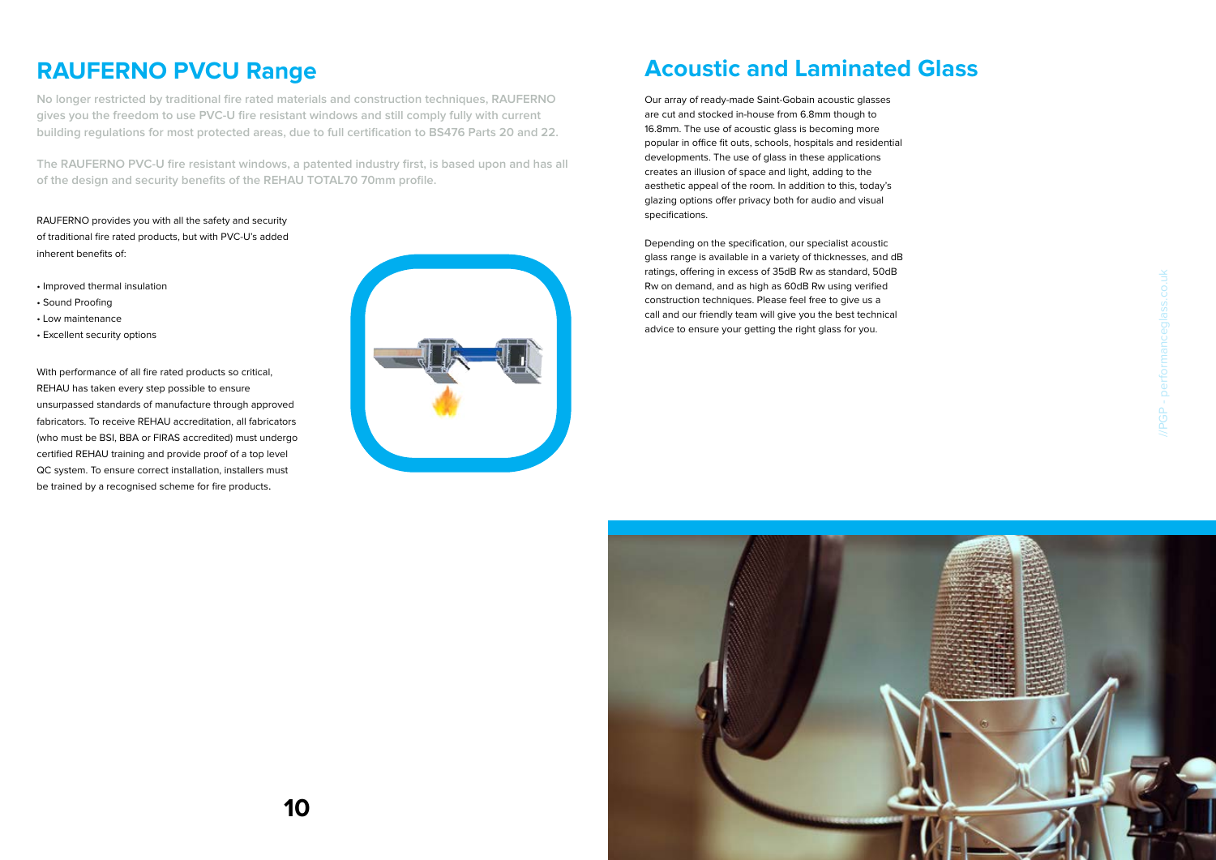## RAUFERNO PVCU Range

No longer restricted by traditional fire rated materials and construction techniques, RAUFERNO gives you the freedom to use PVC-U fire resistant windows and still comply fully with current building regulations for most protected areas, due to full certification to BS476 Parts 20 and 22.

The RAUFERNO PVC-U fire resistant windows, a patented industry first, is based upon and has all of the design and security benefits of the REHAU TOTAL70 70mm profile.

RAUFERNO provides you with all the safety and security of traditional fire rated products, but with PVC-U's added inherent benefits of:

- Improved thermal insulation
- Sound Proofing
- Low maintenance
- Excellent security options

With performance of all fire rated products so critical, REHAU has taken every step possible to ensure unsurpassed standards of manufacture through approved fabricators. To receive REHAU accreditation, all fabricators (who must be BSI, BBA or FIRAS accredited) must undergo certified REHAU training and provide proof of a top level QC system. To ensure correct installation, installers must be trained by a recognised scheme for fire products.

## Acoustic and Laminated Glass

Our array of ready-made Saint-Gobain acoustic glasses are cut and stocked in-house from 6.8mm though to 16.8mm. The use of acoustic glass is becoming more popular in office fit outs, schools, hospitals and residential developments. The use of glass in these applications creates an illusion of space and light, adding to the aesthetic appeal of the room. In addition to this, today's glazing options offer privacy both for audio and visual specifications.

Depending on the specification, our specialist acoustic glass range is available in a variety of thicknesses, and dB ratings, offering in excess of 35dB Rw as standard, 50dB Rw on demand, and as high as 60dB Rw using verified construction techniques. Please feel free to give us a call and our friendly team will give you the best technical advice to ensure your getting the right glass for you.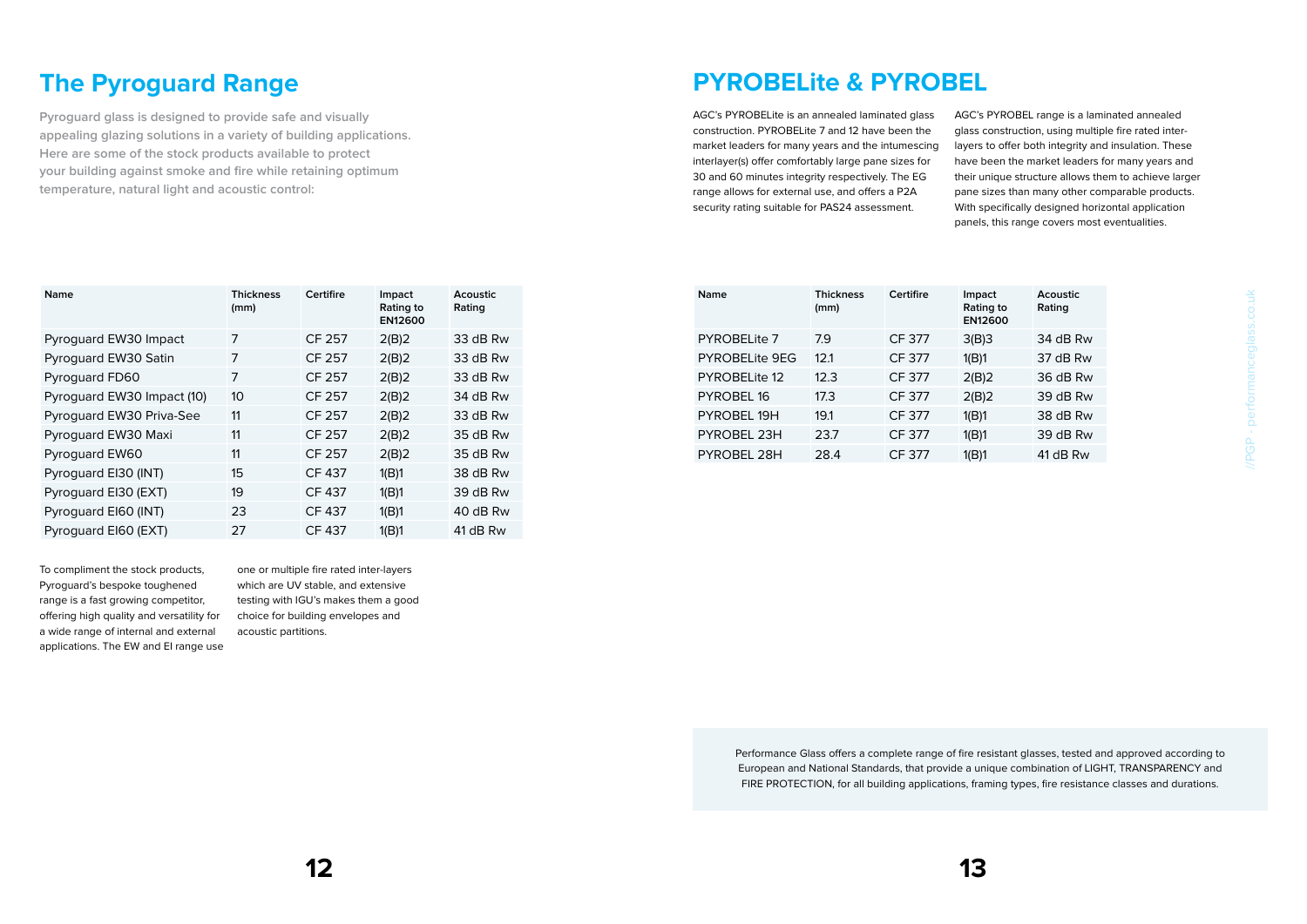# The Pyroguard Range

**Pyroguard glass is designed to provide safe and visually appealing glazing solutions in a variety of building applications. Here are some of the stock products available to protect your building against smoke and fire while retaining optimum temperature, natural light and acoustic control:**

| Name | Thickness (mm) | Certifire | Impact Rating to EN12600 | Acoustic Rating |
|---|---|---|---|---|
| Pyroguard EW30 Impact | 7 | CF 257 | 2(B)2 | 33 dB Rw |
| Pyroguard EW30 Satin | 7 | CF 257 | 2(B)2 | 33 dB Rw |
| Pyroguard FD60 | 7 | CF 257 | 2(B)2 | 33 dB Rw |
| Pyroguard EW30 Impact (10) | 10 | CF 257 | 2(B)2 | 34 dB Rw |
| Pyroguard EW30 Priva-See | 11 | CF 257 | 2(B)2 | 33 dB Rw |
| Pyroguard EW30 Maxi | 11 | CF 257 | 2(B)2 | 35 dB Rw |
| Pyroguard EW60 | 11 | CF 257 | 2(B)2 | 35 dB Rw |
| Pyroguard EI30 (INT) | 15 | CF 437 | 1(B)1 | 38 dB Rw |
| Pyroguard EI30 (EXT) | 19 | CF 437 | 1(B)1 | 39 dB Rw |
| Pyroguard EI60 (INT) | 23 | CF 437 | 1(B)1 | 40 dB Rw |
| Pyroguard EI60 (EXT) | 27 | CF 437 | 1(B)1 | 41 dB Rw |

To compliment the stock products, Pyroguard's bespoke toughened range is a fast growing competitor, offering high quality and versatility for a wide range of internal and external applications. The EW and EI range use one or multiple fire rated inter-layers which are UV stable, and extensive testing with IGU's makes them a good choice for building envelopes and acoustic partitions.

# PYROBELite & PYROBEL

AGC's PYROBELite is an annealed laminated glass construction. PYROBELite 7 and 12 have been the market leaders for many years and the intumescing interlayer(s) offer comfortably large pane sizes for 30 and 60 minutes integrity respectively. The EG range allows for external use, and offers a P2A security rating suitable for PAS24 assessment.

AGC's PYROBEL range is a laminated annealed glass construction, using multiple fire rated inter-layers to offer both integrity and insulation. These have been the market leaders for many years and their unique structure allows them to achieve larger pane sizes than many other comparable products. With specifically designed horizontal application panels, this range covers most eventualities.

| Name | Thickness (mm) | Certifire | Impact Rating to EN12600 | Acoustic Rating |
|---|---|---|---|---|
| PYROBELite 7 | 7.9 | CF 377 | 3(B)3 | 34 dB Rw |
| PYROBELite 9EG | 12.1 | CF 377 | 1(B)1 | 37 dB Rw |
| PYROBELite 12 | 12.3 | CF 377 | 2(B)2 | 36 dB Rw |
| PYROBEL 16 | 17.3 | CF 377 | 2(B)2 | 39 dB Rw |
| PYROBEL 19H | 19.1 | CF 377 | 1(B)1 | 38 dB Rw |
| PYROBEL 23H | 23.7 | CF 377 | 1(B)1 | 39 dB Rw |
| PYROBEL 28H | 28.4 | CF 377 | 1(B)1 | 41 dB Rw |

Performance Glass offers a complete range of fire resistant glasses, tested and approved according to European and National Standards, that provide a unique combination of LIGHT, TRANSPARENCY and FIRE PROTECTION, for all building applications, framing types, fire resistance classes and durations.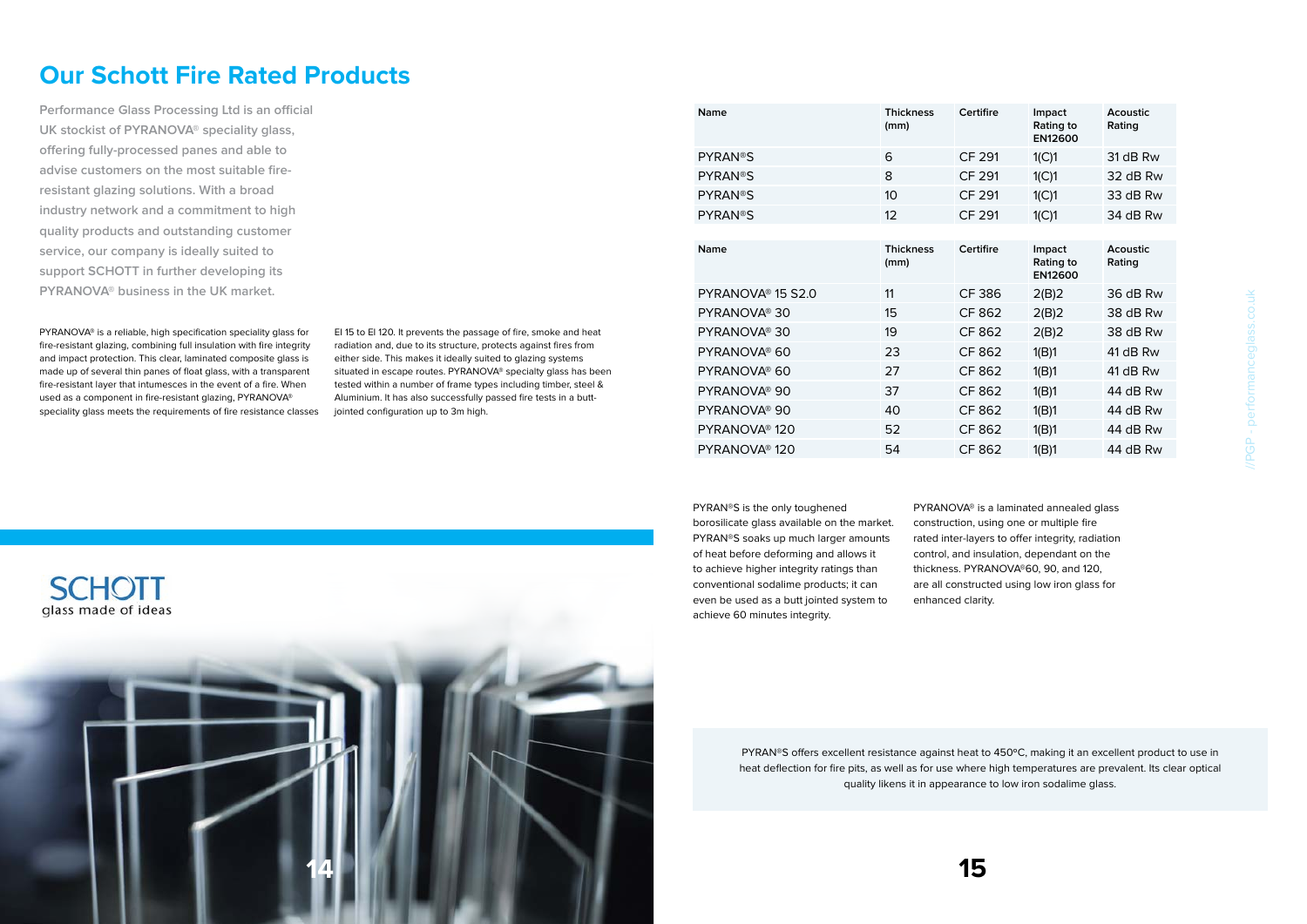# Our Schott Fire Rated Products

Performance Glass Processing Ltd is an official UK stockist of PYRANOVA® speciality glass, offering fully-processed panes and able to advise customers on the most suitable fire-resistant glazing solutions. With a broad industry network and a commitment to high quality products and outstanding customer service, our company is ideally suited to support SCHOTT in further developing its PYRANOVA® business in the UK market.

PYRANOVA® is a reliable, high specification speciality glass for fire-resistant glazing, combining full insulation with fire integrity and impact protection. This clear, laminated composite glass is made up of several thin panes of float glass, with a transparent fire-resistant layer that intumesces in the event of a fire. When used as a component in fire-resistant glazing, PYRANOVA® speciality glass meets the requirements of fire resistance classes EI 15 to EI 120. It prevents the passage of fire, smoke and heat radiation and, due to its structure, protects against fires from either side. This makes it ideally suited to glazing systems situated in escape routes. PYRANOVA® specialty glass has been tested within a number of frame types including timber, steel & Aluminium. It has also successfully passed fire tests in a butt-jointed configuration up to 3m high.

SCHOTT
glass made of ideas

| Name | Thickness (mm) | Certifire | Impact Rating to EN12600 | Acoustic Rating |
|---|---|---|---|---|
| PYRAN®S | 6 | CF 291 | 1(C)1 | 31 dB Rw |
| PYRAN®S | 8 | CF 291 | 1(C)1 | 32 dB Rw |
| PYRAN®S | 10 | CF 291 | 1(C)1 | 33 dB Rw |
| PYRAN®S | 12 | CF 291 | 1(C)1 | 34 dB Rw |

| Name | Thickness (mm) | Certifire | Impact Rating to EN12600 | Acoustic Rating |
|---|---|---|---|---|
| PYRANOVA® 15 S2.0 | 11 | CF 386 | 2(B)2 | 36 dB Rw |
| PYRANOVA® 30 | 15 | CF 862 | 2(B)2 | 38 dB Rw |
| PYRANOVA® 30 | 19 | CF 862 | 2(B)2 | 38 dB Rw |
| PYRANOVA® 60 | 23 | CF 862 | 1(B)1 | 41 dB Rw |
| PYRANOVA® 60 | 27 | CF 862 | 1(B)1 | 41 dB Rw |
| PYRANOVA® 90 | 37 | CF 862 | 1(B)1 | 44 dB Rw |
| PYRANOVA® 90 | 40 | CF 862 | 1(B)1 | 44 dB Rw |
| PYRANOVA® 120 | 52 | CF 862 | 1(B)1 | 44 dB Rw |
| PYRANOVA® 120 | 54 | CF 862 | 1(B)1 | 44 dB Rw |

PYRAN®S is the only toughened borosilicate glass available on the market. PYRAN®S soaks up much larger amounts of heat before deforming and allows it to achieve higher integrity ratings than conventional sodalime products; it can even be used as a butt jointed system to achieve 60 minutes integrity.

PYRANOVA® is a laminated annealed glass construction, using one or multiple fire rated inter-layers to offer integrity, radiation control, and insulation, dependant on the thickness. PYRANOVA®60, 90, and 120, are all constructed using low iron glass for enhanced clarity.

PYRAN®S offers excellent resistance against heat to 450°C, making it an excellent product to use in heat deflection for fire pits, as well as for use where high temperatures are prevalent. Its clear optical quality likens it in appearance to low iron sodalime glass.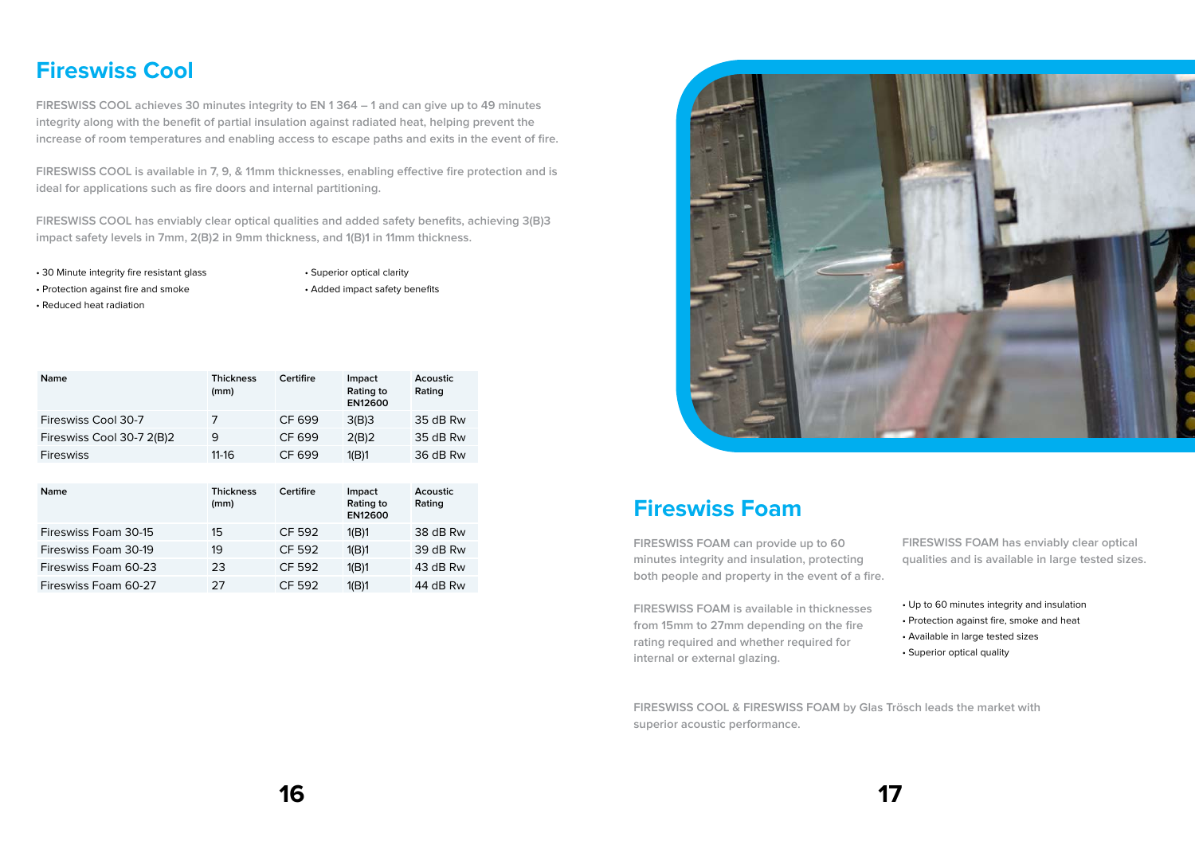## Fireswiss Cool

FIRESWISS COOL achieves 30 minutes integrity to EN 1 364 – 1 and can give up to 49 minutes integrity along with the benefit of partial insulation against radiated heat, helping prevent the increase of room temperatures and enabling access to escape paths and exits in the event of fire.

FIRESWISS COOL is available in 7, 9, & 11mm thicknesses, enabling effective fire protection and is ideal for applications such as fire doors and internal partitioning.

FIRESWISS COOL has enviably clear optical qualities and added safety benefits, achieving 3(B)3 impact safety levels in 7mm, 2(B)2 in 9mm thickness, and 1(B)1 in 11mm thickness.

- 30 Minute integrity fire resistant glass
- Protection against fire and smoke
- Reduced heat radiation
- Superior optical clarity
- Added impact safety benefits

| Name | Thickness (mm) | Certifire | Impact Rating to EN12600 | Acoustic Rating |
|---|---|---|---|---|
| Fireswiss Cool 30-7 | 7 | CF 699 | 3(B)3 | 35 dB Rw |
| Fireswiss Cool 30-7 2(B)2 | 9 | CF 699 | 2(B)2 | 35 dB Rw |
| Fireswiss | 11-16 | CF 699 | 1(B)1 | 36 dB Rw |

| Name | Thickness (mm) | Certifire | Impact Rating to EN12600 | Acoustic Rating |
|---|---|---|---|---|
| Fireswiss Foam 30-15 | 15 | CF 592 | 1(B)1 | 38 dB Rw |
| Fireswiss Foam 30-19 | 19 | CF 592 | 1(B)1 | 39 dB Rw |
| Fireswiss Foam 60-23 | 23 | CF 592 | 1(B)1 | 43 dB Rw |
| Fireswiss Foam 60-27 | 27 | CF 592 | 1(B)1 | 44 dB Rw |

## Fireswiss Foam

FIRESWISS FOAM can provide up to 60 minutes integrity and insulation, protecting both people and property in the event of a fire.

FIRESWISS FOAM is available in thicknesses from 15mm to 27mm depending on the fire rating required and whether required for internal or external glazing.

FIRESWISS FOAM has enviably clear optical qualities and is available in large tested sizes.

- Up to 60 minutes integrity and insulation
- Protection against fire, smoke and heat
- Available in large tested sizes
- Superior optical quality

FIRESWISS COOL & FIRESWISS FOAM by Glas Trösch leads the market with superior acoustic performance.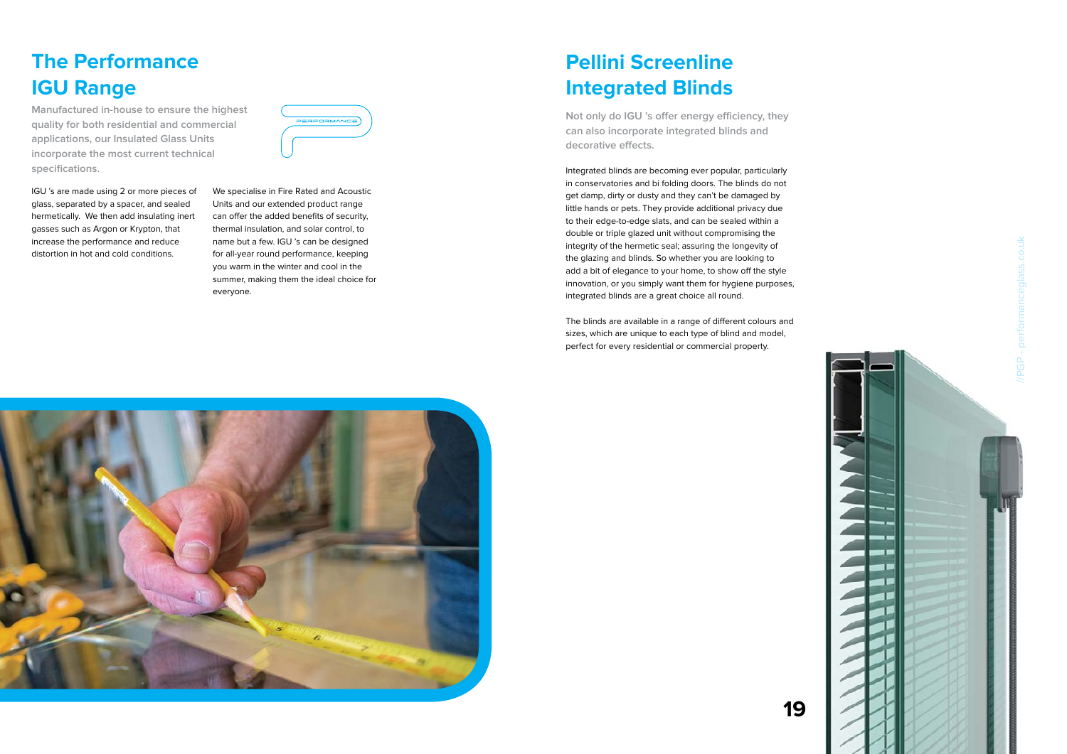## The Performance IGU Range

Manufactured in-house to ensure the highest quality for both residential and commercial applications, our Insulated Glass Units incorporate the most current technical specifications.

IGU 's are made using 2 or more pieces of glass, separated by a spacer, and sealed hermetically. We then add insulating inert gasses such as Argon or Krypton, that increase the performance and reduce distortion in hot and cold conditions.

We specialise in Fire Rated and Acoustic Units and our extended product range can offer the added benefits of security, thermal insulation, and solar control, to name but a few. IGU 's can be designed for all-year round performance, keeping you warm in the winter and cool in the summer, making them the ideal choice for everyone.

## Pellini Screenline Integrated Blinds

Not only do IGU 's offer energy efficiency, they can also incorporate integrated blinds and decorative effects.

Integrated blinds are becoming ever popular, particularly in conservatories and bi folding doors. The blinds do not get damp, dirty or dusty and they can't be damaged by little hands or pets. They provide additional privacy due to their edge-to-edge slats, and can be sealed within a double or triple glazed unit without compromising the integrity of the hermetic seal; assuring the longevity of the glazing and blinds. So whether you are looking to add a bit of elegance to your home, to show off the style innovation, or you simply want them for hygiene purposes, integrated blinds are a great choice all round.

The blinds are available in a range of different colours and sizes, which are unique to each type of blind and model, perfect for every residential or commercial property.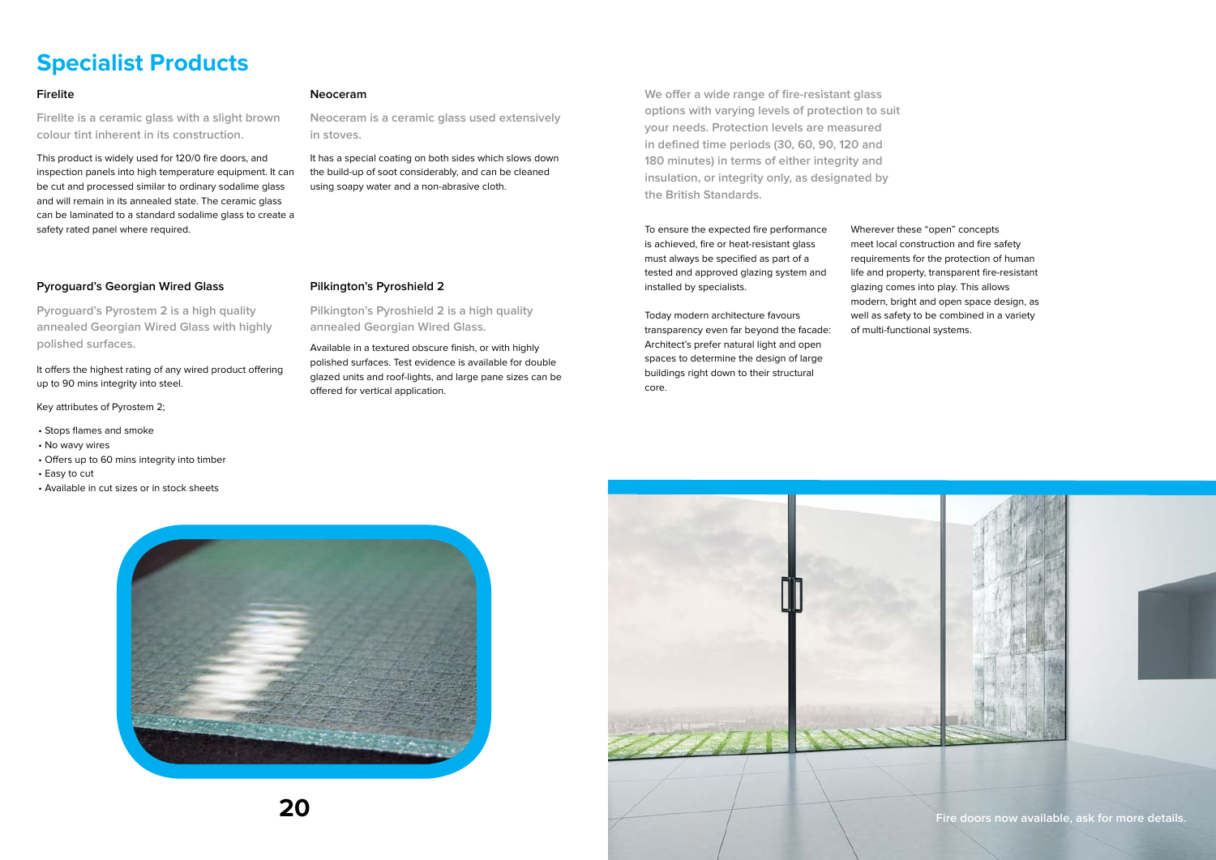# Specialist Products

## Firelite

Firelite is a ceramic glass with a slight brown colour tint inherent in its construction.

This product is widely used for 120/0 fire doors, and inspection panels into high temperature equipment. It can be cut and processed similar to ordinary sodalime glass and will remain in its annealed state. The ceramic glass can be laminated to a standard sodalime glass to create a safety rated panel where required.

## Neoceram

Neoceram is a ceramic glass used extensively in stoves.

It has a special coating on both sides which slows down the build-up of soot considerably, and can be cleaned using soapy water and a non-abrasive cloth.

## Pyroguard's Georgian Wired Glass

Pyroguard's Pyrostem 2 is a high quality annealed Georgian Wired Glass with highly polished surfaces.

It offers the highest rating of any wired product offering up to 90 mins integrity into steel.

Key attributes of Pyrostem 2;

- Stops flames and smoke
- No wavy wires
- Offers up to 60 mins integrity into timber
- Easy to cut
- Available in cut sizes or in stock sheets

## Pilkington's Pyroshield 2

Pilkington's Pyroshield 2 is a high quality annealed Georgian Wired Glass.

Available in a textured obscure finish, or with highly polished surfaces. Test evidence is available for double glazed units and roof-lights, and large pane sizes can be offered for vertical application.

We offer a wide range of fire-resistant glass options with varying levels of protection to suit your needs. Protection levels are measured in defined time periods (30, 60, 90, 120 and 180 minutes) in terms of either integrity and insulation, or integrity only, as designated by the British Standards.

To ensure the expected fire performance is achieved, fire or heat-resistant glass must always be specified as part of a tested and approved glazing system and installed by specialists.

Today modern architecture favours transparency even far beyond the facade: Architect's prefer natural light and open spaces to determine the design of large buildings right down to their structural core.

Wherever these "open" concepts meet local construction and fire safety requirements for the protection of human life and property, transparent fire-resistant glazing comes into play. This allows modern, bright and open space design, as well as safety to be combined in a variety of multi-functional systems.

Fire doors now available, ask for more details.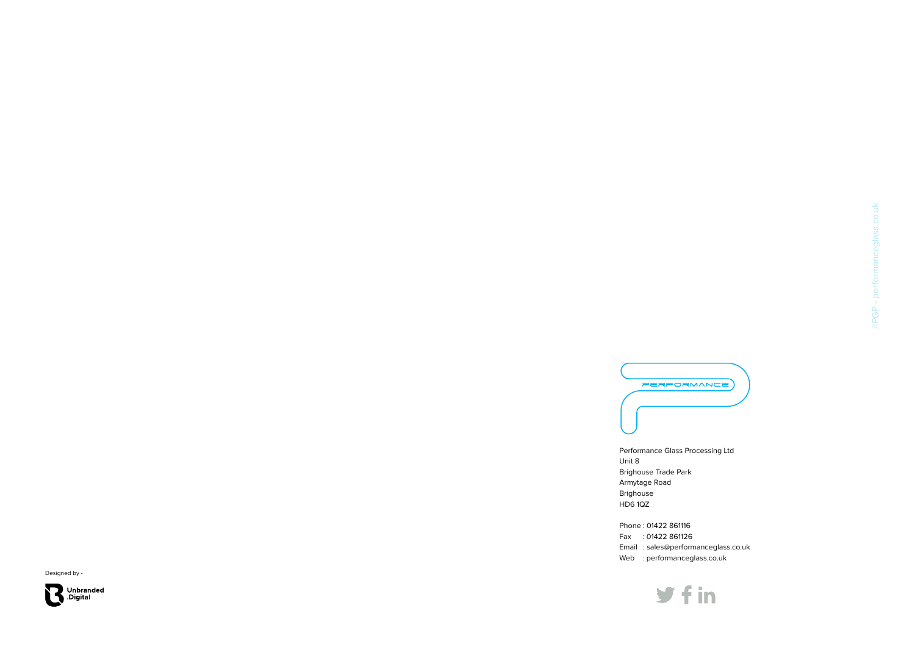//PGP - performanceglass.co.uk

PERFORMANCE

Performance Glass Processing Ltd
Unit 8
Brighouse Trade Park
Armytage Road
Brighouse
HD6 1QZ

Phone : 01422 861116
Fax : 01422 861126
Email : sales@performanceglass.co.uk
Web : performanceglass.co.uk

Designed by -

Unbranded
.Digital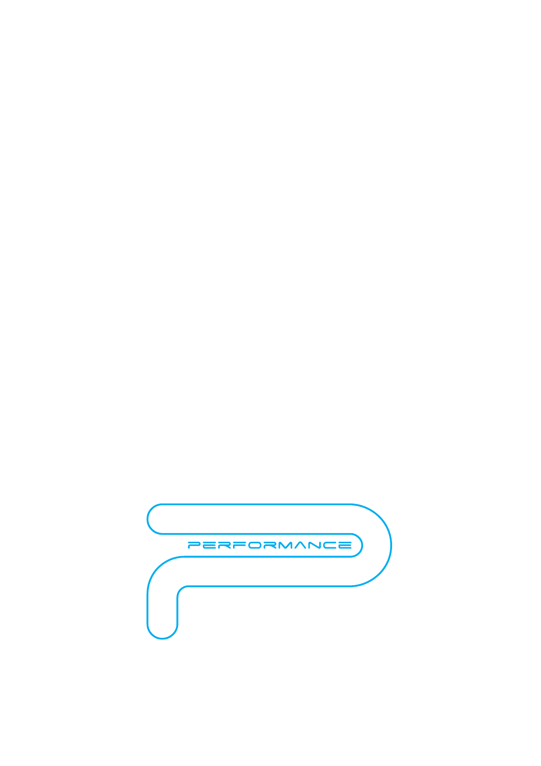PERFORMANCE